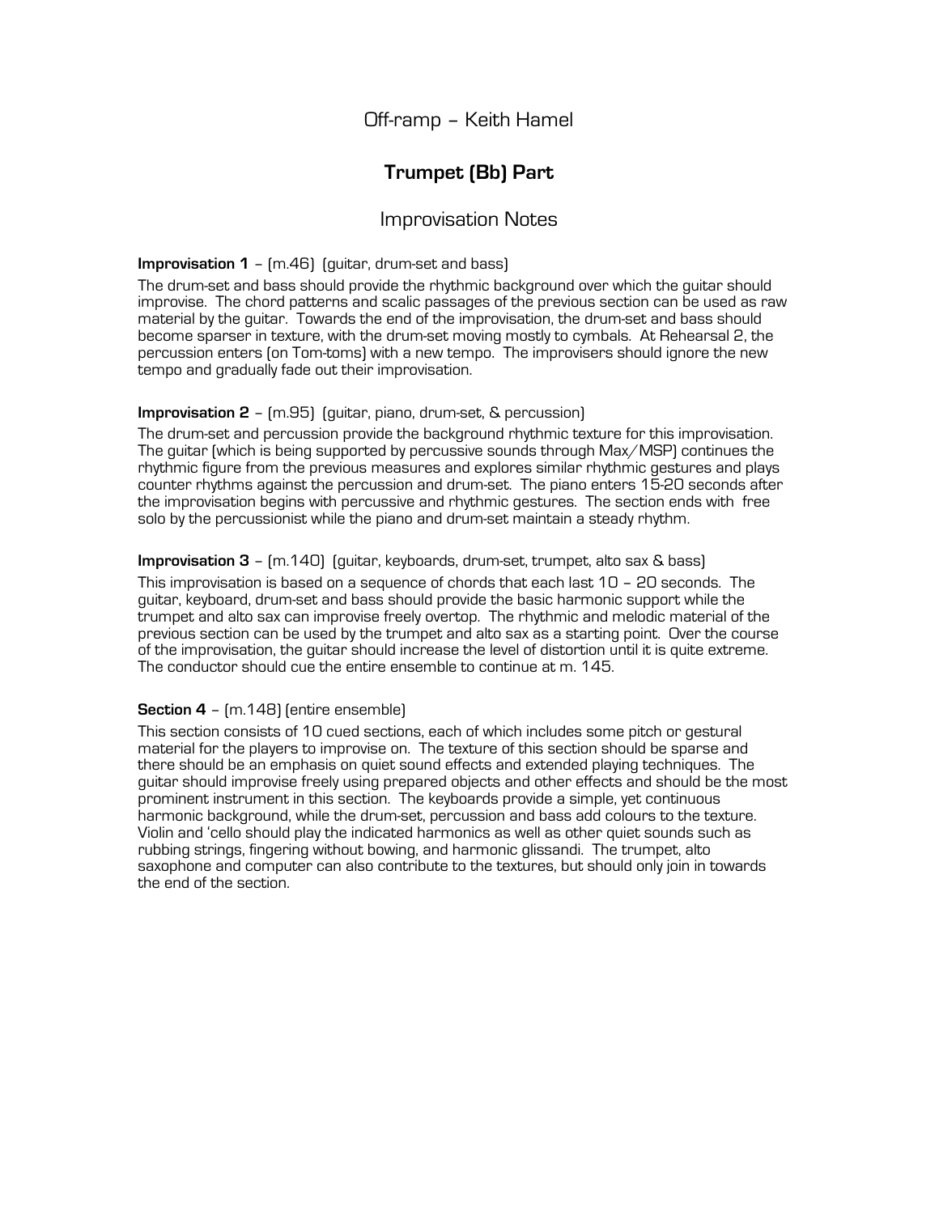# Off-ramp – Keith Hamel

## Trumpet (Bb) Part

### Improvisation Notes

**Improvisation 1** – (m.46) (guitar, drum-set and bass)

The drum-set and bass should provide the rhythmic background over which the guitar should improvise. The chord patterns and scalic passages of the previous section can be used as raw material by the guitar. Towards the end of the improvisation, the drum-set and bass should become sparser in texture, with the drum-set moving mostly to cymbals. At Rehearsal 2, the percussion enters (on Tom-toms) with a new tempo. The improvisers should ignore the new tempo and gradually fade out their improvisation.

**Improvisation 2** – (m.95) (guitar, piano, drum-set, & percussion)

The drum-set and percussion provide the background rhythmic texture for this improvisation. The guitar (which is being supported by percussive sounds through Max/MSP) continues the rhythmic figure from the previous measures and explores similar rhythmic gestures and plays counter rhythms against the percussion and drum-set. The piano enters 15-20 seconds after the improvisation begins with percussive and rhythmic gestures. The section ends with free solo by the percussionist while the piano and drum-set maintain a steady rhythm.

**Improvisation 3** – (m.140) (guitar, keyboards, drum-set, trumpet, alto sax & bass)

This improvisation is based on a sequence of chords that each last 10 – 20 seconds. The guitar, keyboard, drum-set and bass should provide the basic harmonic support while the trumpet and alto sax can improvise freely overtop. The rhythmic and melodic material of the previous section can be used by the trumpet and alto sax as a starting point. Over the course of the improvisation, the guitar should increase the level of distortion until it is quite extreme. The conductor should cue the entire ensemble to continue at m. 145.

**Section 4** – (m.148) (entire ensemble)

This section consists of 10 cued sections, each of which includes some pitch or gestural material for the players to improvise on. The texture of this section should be sparse and there should be an emphasis on quiet sound effects and extended playing techniques. The guitar should improvise freely using prepared objects and other effects and should be the most prominent instrument in this section. The keyboards provide a simple, yet continuous harmonic background, while the drum-set, percussion and bass add colours to the texture. Violin and 'cello should play the indicated harmonics as well as other quiet sounds such as rubbing strings, fingering without bowing, and harmonic glissandi. The trumpet, alto saxophone and computer can also contribute to the textures, but should only join in towards the end of the section.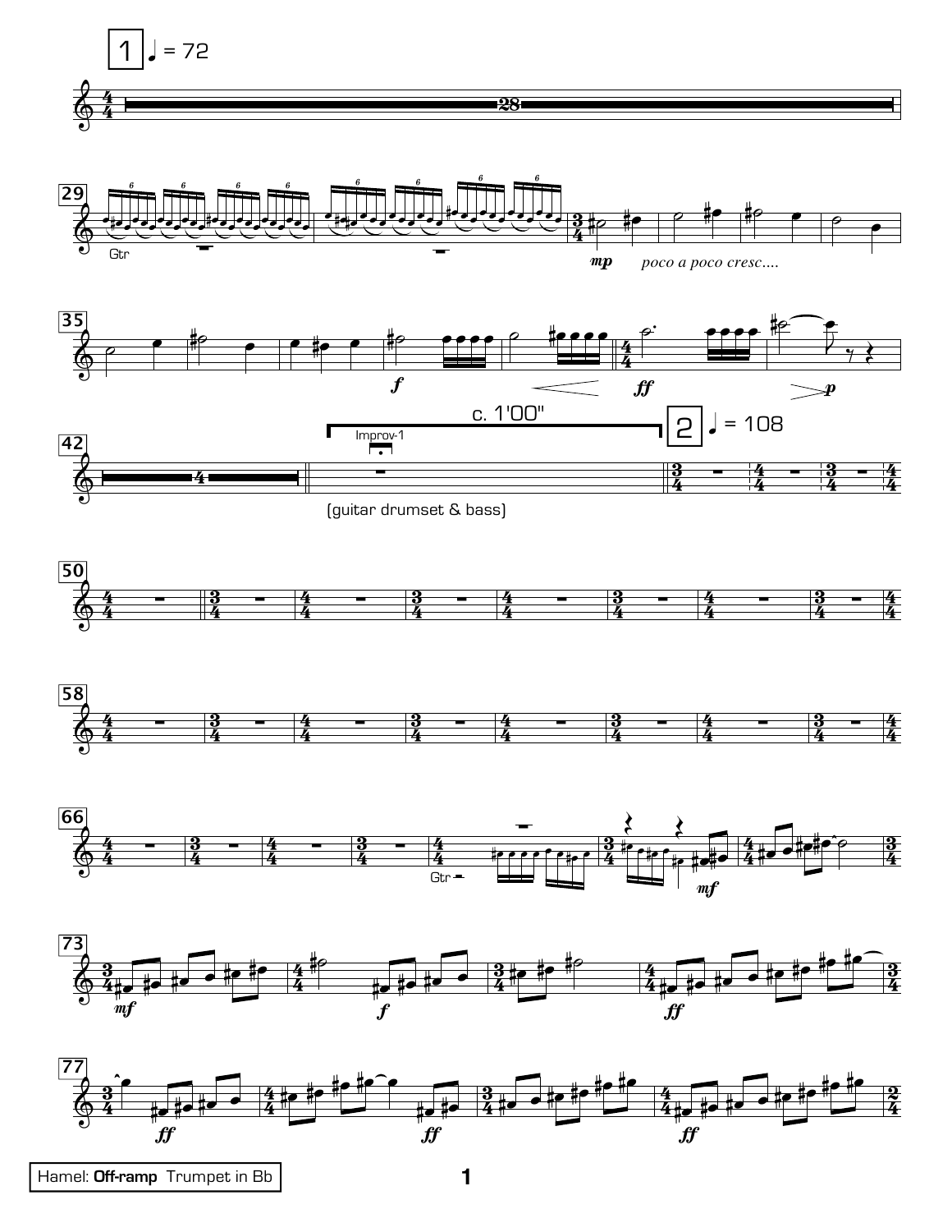1 ♩ = 72

*poco a poco cresc....*

c. 1'00"

Improv-1

(guitar drumset & bass)

2 ♩ = 108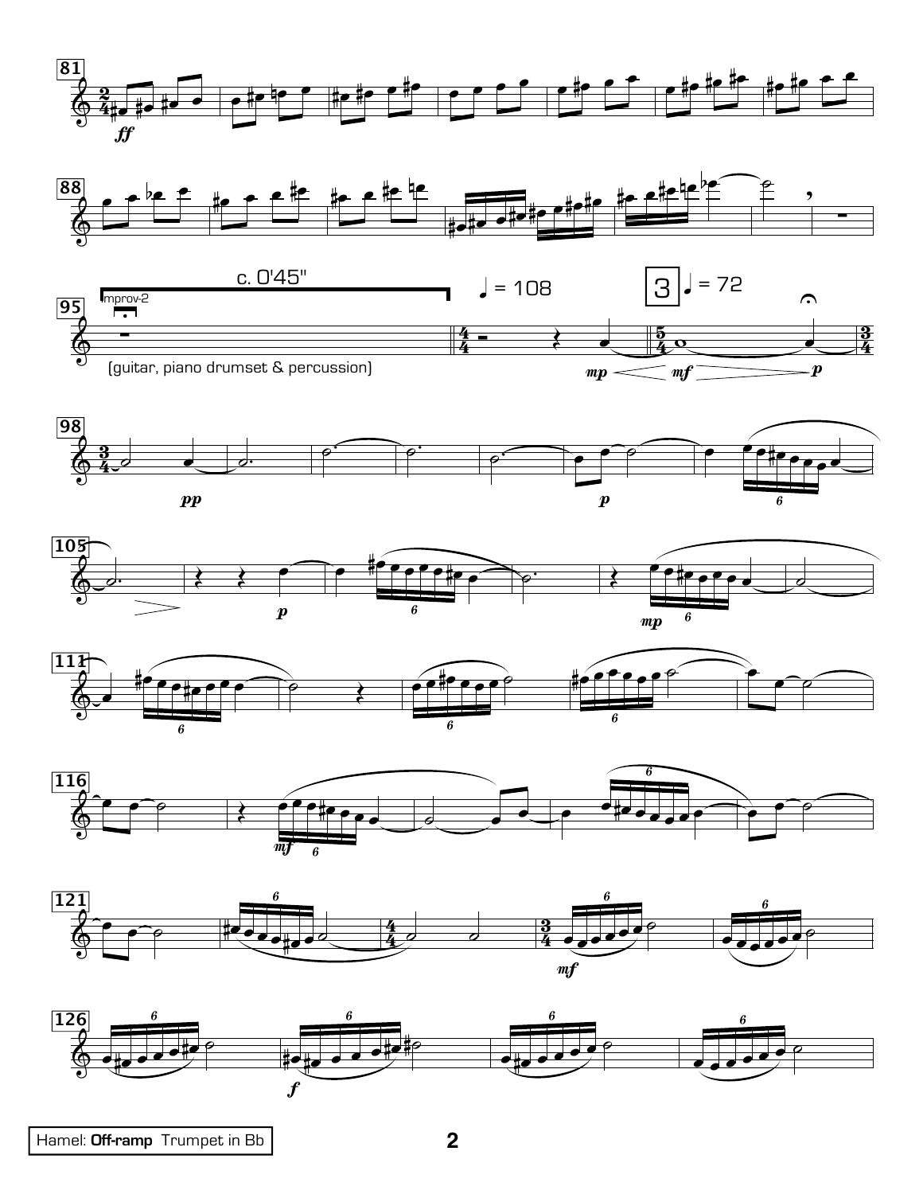c. 0'45"

Improv-2

(guitar, piano drumset & percussion)

♩ = 108

3 ♩ = 72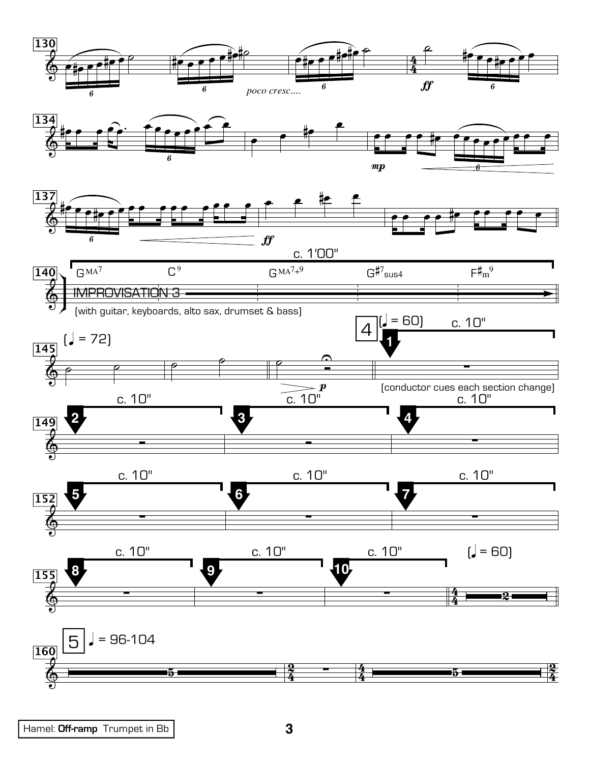poco cresc....

c. 1'00"

Gᴹᴬ7 C9 Gᴹᴬ7+9 G♯7sus4 F♯m9

IMPROVISATION 3

(with guitar, keyboards, alto sax, drumset & bass)

(♩ = 72)

4

(♩ = 60) c. 10"

(conductor cues each section change)

c. 10" c. 10" c. 10"

c. 10" c. 10" c. 10"

c. 10" c. 10" c. 10"

(♩ = 60)

5 ♩ = 96-104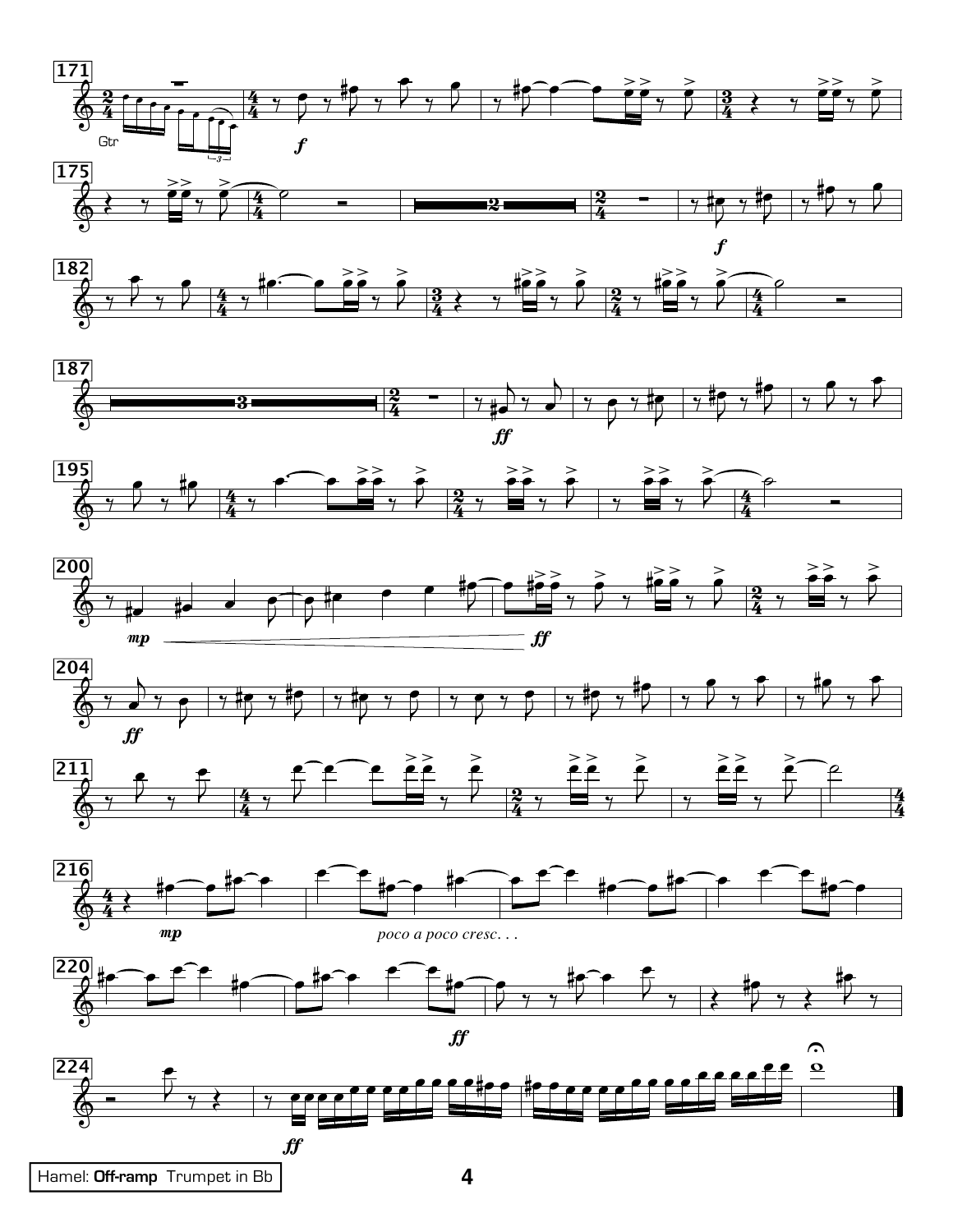171

Gtr

*f*

175

182

187

*ff*

195

200

*mp*

*ff*

204

*ff*

211

216

*mp*

*poco a poco cresc. . .*

220

*ff*

224

*ff*

Hamel: **Off-ramp** Trumpet in Bb